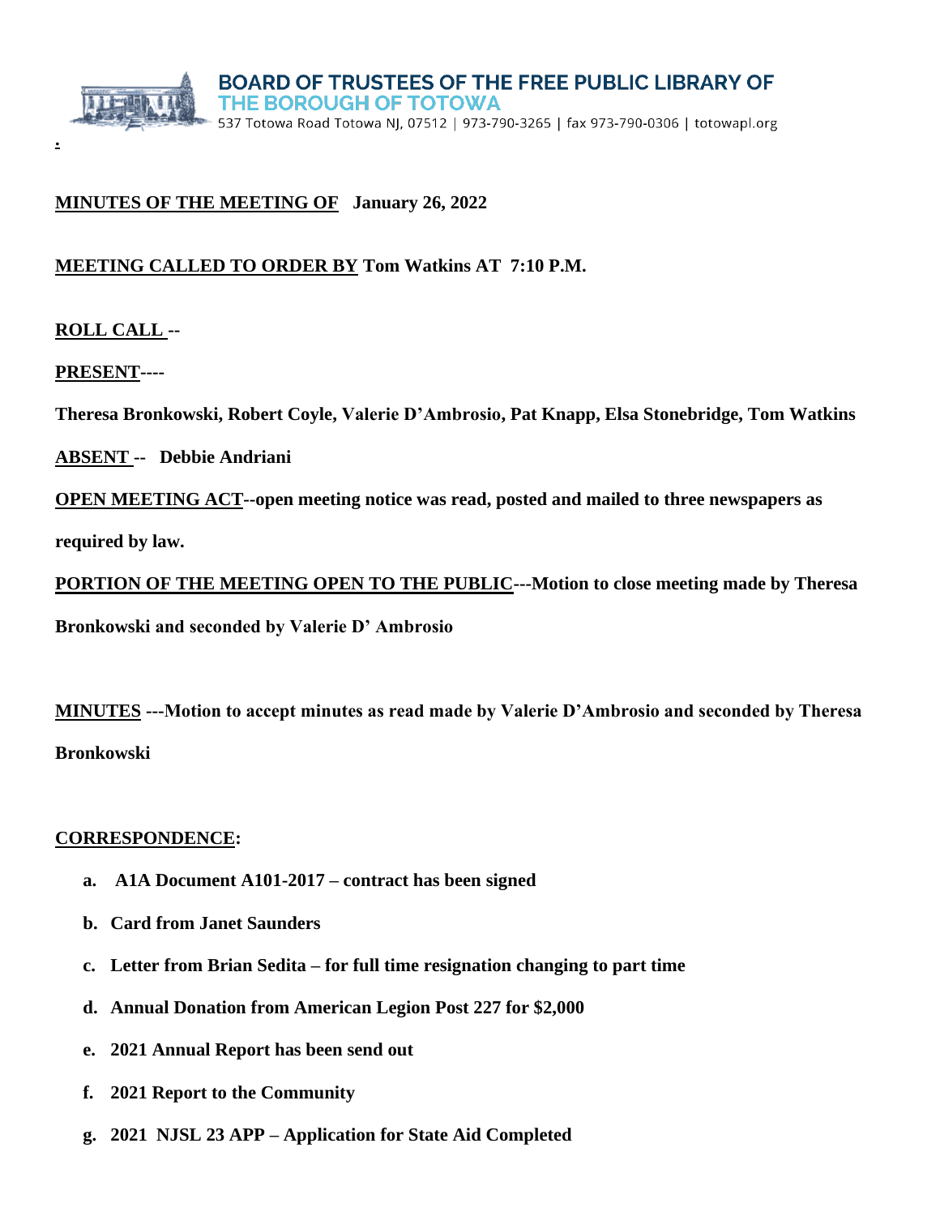**BOARD OF TRUSTEES OF THE FREE PUBLIC LIBRARY OF THE BOROUGH OF TOTOWA**

537 Totowa Road Totowa NJ, 07512 | 973-790-3265 | fax 973-790-0306 | totowapl.org

**MINUTES OF THE MEETING OF January 26, 2022**

**MEETING CALLED TO ORDER BY Tom Watkins AT 7:10 P.M.**

**ROLL CALL --**

**PRESENT----**

**Theresa Bronkowski, Robert Coyle, Valerie D'Ambrosio, Pat Knapp, Elsa Stonebridge, Tom Watkins**

**ABSENT -- Debbie Andriani**

**OPEN MEETING ACT--open meeting notice was read, posted and mailed to three newspapers as required by law.**

**PORTION OF THE MEETING OPEN TO THE PUBLIC---Motion to close meeting made by Theresa Bronkowski and seconded by Valerie D' Ambrosio**

**MINUTES ---Motion to accept minutes as read made by Valerie D'Ambrosio and seconded by Theresa Bronkowski**

**CORRESPONDENCE:**

a. **A1A Document A101-2017 – contract has been signed**
b. **Card from Janet Saunders**
c. **Letter from Brian Sedita – for full time resignation changing to part time**
d. **Annual Donation from American Legion Post 227 for $2,000**
e. **2021 Annual Report has been send out**
f. **2021 Report to the Community**
g. **2021 NJSL 23 APP – Application for State Aid Completed**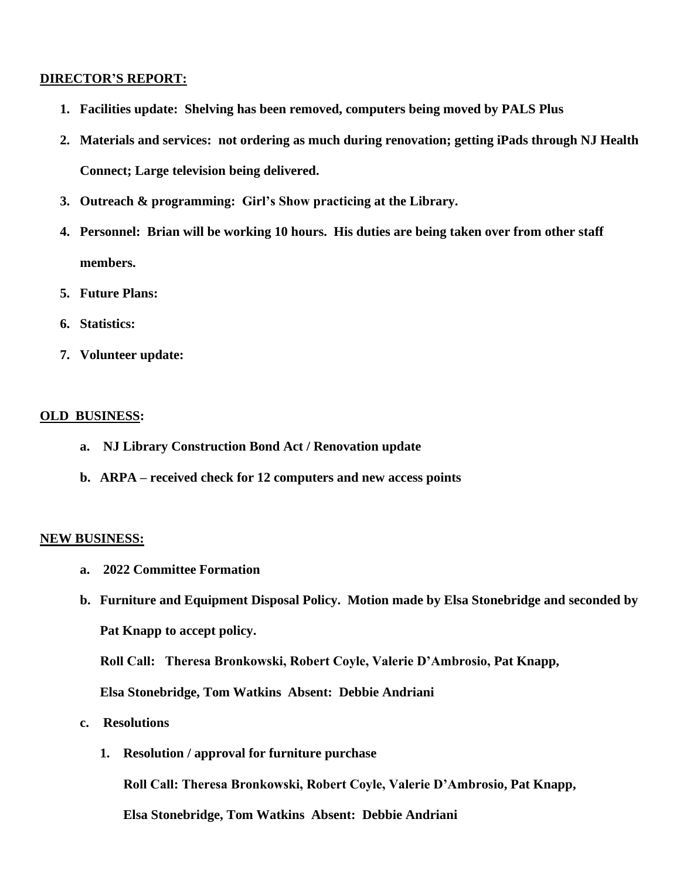**DIRECTOR'S REPORT:**

1. **Facilities update: Shelving has been removed, computers being moved by PALS Plus**
2. **Materials and services: not ordering as much during renovation; getting iPads through NJ Health Connect; Large television being delivered.**
3. **Outreach & programming: Girl's Show practicing at the Library.**
4. **Personnel: Brian will be working 10 hours. His duties are being taken over from other staff members.**
5. **Future Plans:**
6. **Statistics:**
7. **Volunteer update:**

**OLD BUSINESS:**

- **a. NJ Library Construction Bond Act / Renovation update**
- **b. ARPA – received check for 12 computers and new access points**

**NEW BUSINESS:**

- **a. 2022 Committee Formation**
- **b. Furniture and Equipment Disposal Policy. Motion made by Elsa Stonebridge and seconded by Pat Knapp to accept policy.**

  **Roll Call: Theresa Bronkowski, Robert Coyle, Valerie D'Ambrosio, Pat Knapp, Elsa Stonebridge, Tom Watkins Absent: Debbie Andriani**

- **c. Resolutions**
  1. **Resolution / approval for furniture purchase**

     **Roll Call: Theresa Bronkowski, Robert Coyle, Valerie D'Ambrosio, Pat Knapp, Elsa Stonebridge, Tom Watkins Absent: Debbie Andriani**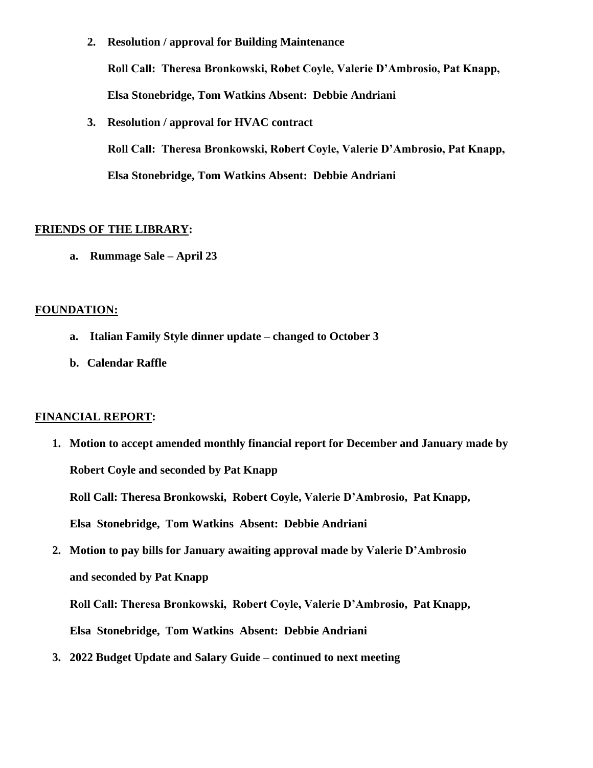2. **Resolution / approval for Building Maintenance**

   **Roll Call: Theresa Bronkowski, Robet Coyle, Valerie D'Ambrosio, Pat Knapp, Elsa Stonebridge, Tom Watkins Absent: Debbie Andriani**

3. **Resolution / approval for HVAC contract**

   **Roll Call: Theresa Bronkowski, Robert Coyle, Valerie D'Ambrosio, Pat Knapp, Elsa Stonebridge, Tom Watkins Absent: Debbie Andriani**

**FRIENDS OF THE LIBRARY:**

a. **Rummage Sale – April 23**

**FOUNDATION:**

a. **Italian Family Style dinner update – changed to October 3**

b. **Calendar Raffle**

**FINANCIAL REPORT:**

1. **Motion to accept amended monthly financial report for December and January made by Robert Coyle and seconded by Pat Knapp**

   **Roll Call: Theresa Bronkowski, Robert Coyle, Valerie D'Ambrosio, Pat Knapp, Elsa Stonebridge, Tom Watkins Absent: Debbie Andriani**

2. **Motion to pay bills for January awaiting approval made by Valerie D'Ambrosio and seconded by Pat Knapp**

   **Roll Call: Theresa Bronkowski, Robert Coyle, Valerie D'Ambrosio, Pat Knapp, Elsa Stonebridge, Tom Watkins Absent: Debbie Andriani**

3. **2022 Budget Update and Salary Guide – continued to next meeting**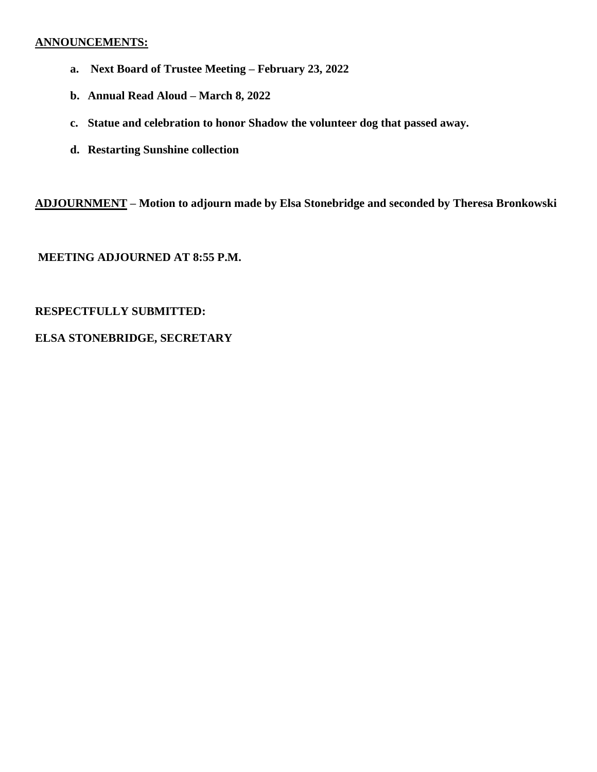**ANNOUNCEMENTS:**

a. **Next Board of Trustee Meeting – February 23, 2022**

b. **Annual Read Aloud – March 8, 2022**

c. **Statue and celebration to honor Shadow the volunteer dog that passed away.**

d. **Restarting Sunshine collection**

**ADJOURNMENT – Motion to adjourn made by Elsa Stonebridge and seconded by Theresa Bronkowski**

**MEETING ADJOURNED AT 8:55 P.M.**

**RESPECTFULLY SUBMITTED:**

**ELSA STONEBRIDGE, SECRETARY**